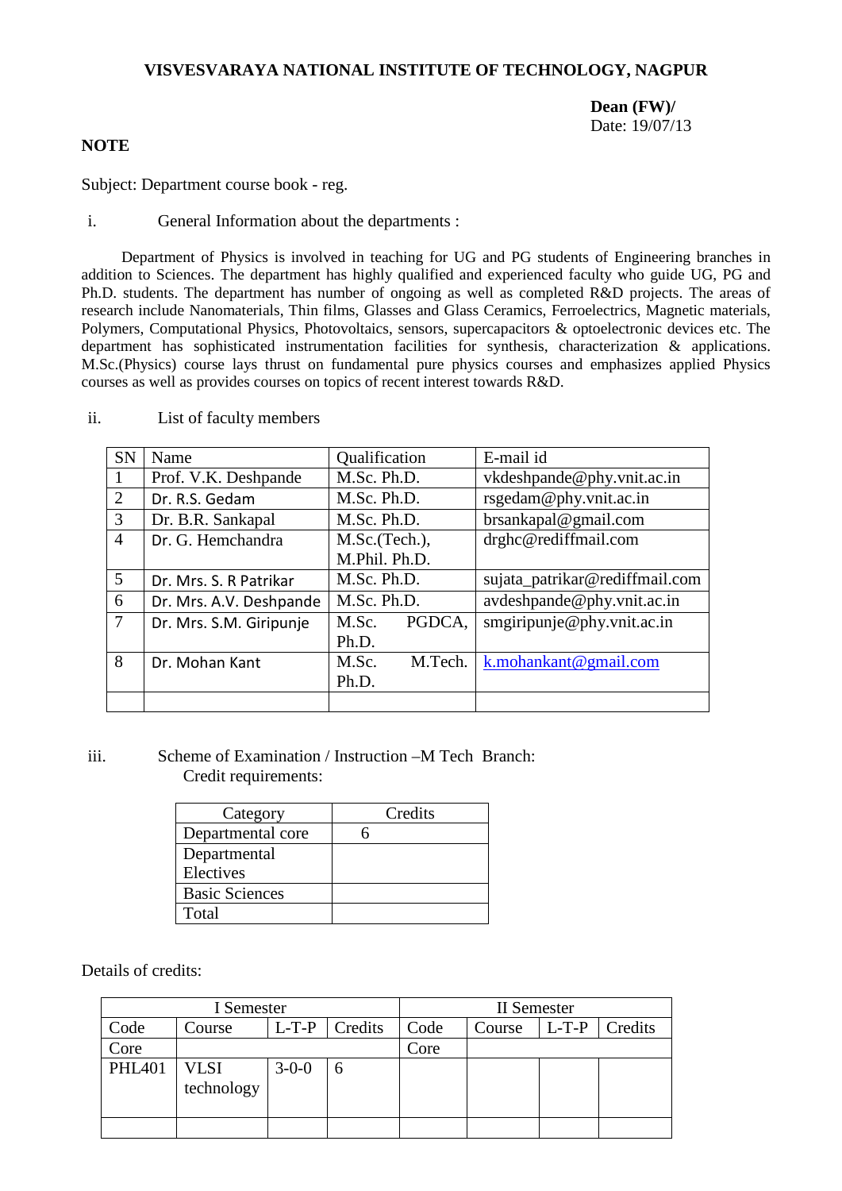**VISVESVARAYA NATIONAL INSTITUTE OF TECHNOLOGY, NAGPUR**

**Dean (FW)/**
Date: 19/07/13

**NOTE**

Subject: Department course book - reg.

i. General Information about the departments :

Department of Physics is involved in teaching for UG and PG students of Engineering branches in addition to Sciences. The department has highly qualified and experienced faculty who guide UG, PG and Ph.D. students. The department has number of ongoing as well as completed R&D projects. The areas of research include Nanomaterials, Thin films, Glasses and Glass Ceramics, Ferroelectrics, Magnetic materials, Polymers, Computational Physics, Photovoltaics, sensors, supercapacitors & optoelectronic devices etc. The department has sophisticated instrumentation facilities for synthesis, characterization & applications. M.Sc.(Physics) course lays thrust on fundamental pure physics courses and emphasizes applied Physics courses as well as provides courses on topics of recent interest towards R&D.

ii. List of faculty members

| SN | Name | Qualification | E-mail id |
|---|---|---|---|
| 1 | Prof. V.K. Deshpande | M.Sc. Ph.D. | vkdeshpande@phy.vnit.ac.in |
| 2 | Dr. R.S. Gedam | M.Sc. Ph.D. | rsgedam@phy.vnit.ac.in |
| 3 | Dr. B.R. Sankapal | M.Sc. Ph.D. | brsankapal@gmail.com |
| 4 | Dr. G. Hemchandra | M.Sc.(Tech.), M.Phil. Ph.D. | drghc@rediffmail.com |
| 5 | Dr. Mrs. S. R Patrikar | M.Sc. Ph.D. | sujata_patrikar@rediffmail.com |
| 6 | Dr. Mrs. A.V. Deshpande | M.Sc. Ph.D. | avdeshpande@phy.vnit.ac.in |
| 7 | Dr. Mrs. S.M. Giripunje | M.Sc. PGDCA, Ph.D. | smgiripunje@phy.vnit.ac.in |
| 8 | Dr. Mohan Kant | M.Sc. M.Tech. Ph.D. | k.mohankant@gmail.com |
| | | | |

iii. Scheme of Examination / Instruction –M Tech Branch:
Credit requirements:

| Category | Credits |
|---|---|
| Departmental core | 6 |
| Departmental Electives | |
| Basic Sciences | |
| Total | |

Details of credits:

| I Semester | | | | II Semester | | | |
|---|---|---|---|---|---|---|---|
| Code | Course | L-T-P | Credits | Code | Course | L-T-P | Credits |
| Core | | | | Core | | | |
| PHL401 | VLSI technology | 3-0-0 | 6 | | | | |
| | | | | | | | |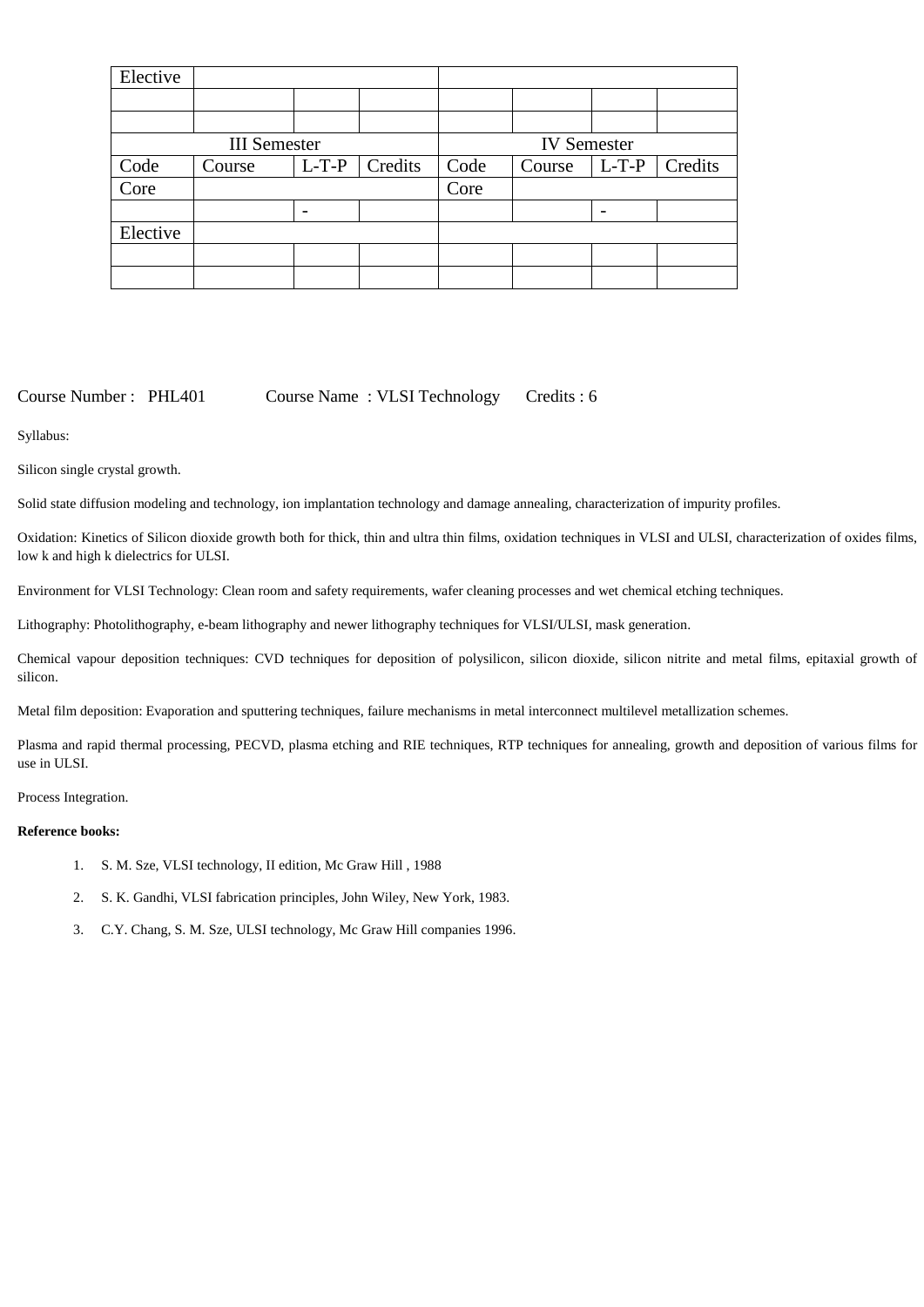| Elective | | | | | | | |
|---|---|---|---|---|---|---|---|
| | | | | | | | |
| | | | | | | | |
| III Semester | | | | IV Semester | | | |
| Code | Course | L-T-P | Credits | Code | Course | L-T-P | Credits |
| Core | | | | Core | | | |
| | | - | | | | - | |
| Elective | | | | | | | |
| | | | | | | | |
| | | | | | | | |

Course Number : PHL401 Course Name : VLSI Technology Credits : 6

Syllabus:

Silicon single crystal growth.

Solid state diffusion modeling and technology, ion implantation technology and damage annealing, characterization of impurity profiles.

Oxidation: Kinetics of Silicon dioxide growth both for thick, thin and ultra thin films, oxidation techniques in VLSI and ULSI, characterization of oxides films, low k and high k dielectrics for ULSI.

Environment for VLSI Technology: Clean room and safety requirements, wafer cleaning processes and wet chemical etching techniques.

Lithography: Photolithography, e-beam lithography and newer lithography techniques for VLSI/ULSI, mask generation.

Chemical vapour deposition techniques: CVD techniques for deposition of polysilicon, silicon dioxide, silicon nitrite and metal films, epitaxial growth of silicon.

Metal film deposition: Evaporation and sputtering techniques, failure mechanisms in metal interconnect multilevel metallization schemes.

Plasma and rapid thermal processing, PECVD, plasma etching and RIE techniques, RTP techniques for annealing, growth and deposition of various films for use in ULSI.

Process Integration.

**Reference books:**

1. S. M. Sze, VLSI technology, II edition, Mc Graw Hill , 1988
2. S. K. Gandhi, VLSI fabrication principles, John Wiley, New York, 1983.
3. C.Y. Chang, S. M. Sze, ULSI technology, Mc Graw Hill companies 1996.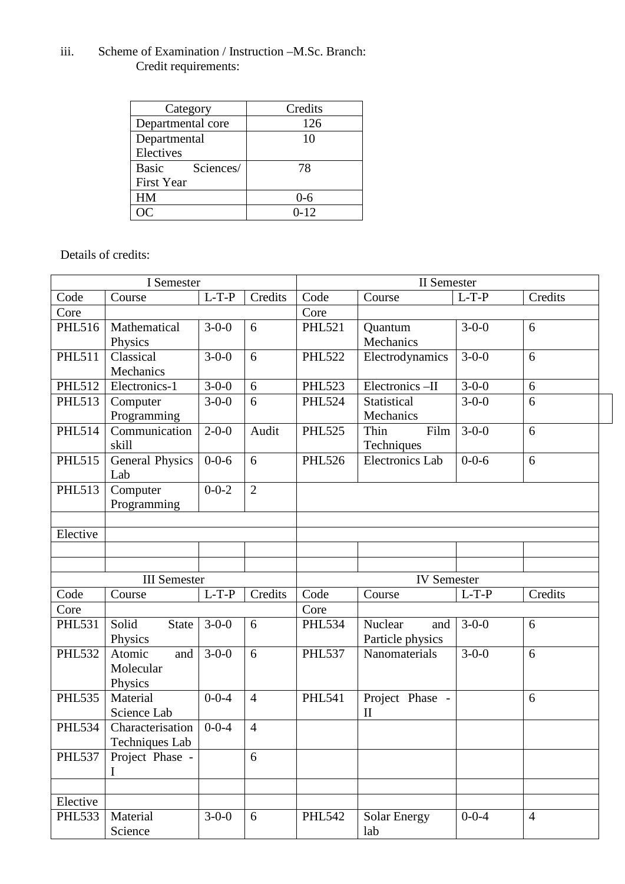iii. Scheme of Examination / Instruction –M.Sc. Branch:

Credit requirements:

| Category | Credits |
|---|---|
| Departmental core | 126 |
| Departmental Electives | 10 |
| Basic Sciences/ First Year | 78 |
| HM | 0-6 |
| OC | 0-12 |

Details of credits:

| I Semester | | | | II Semester | | | |
|---|---|---|---|---|---|---|---|
| Code | Course | L-T-P | Credits | Code | Course | L-T-P | Credits |
| Core | | | | Core | | | |
| PHL516 | Mathematical Physics | 3-0-0 | 6 | PHL521 | Quantum Mechanics | 3-0-0 | 6 |
| PHL511 | Classical Mechanics | 3-0-0 | 6 | PHL522 | Electrodynamics | 3-0-0 | 6 |
| PHL512 | Electronics-1 | 3-0-0 | 6 | PHL523 | Electronics –II | 3-0-0 | 6 |
| PHL513 | Computer Programming | 3-0-0 | 6 | PHL524 | Statistical Mechanics | 3-0-0 | 6 |
| PHL514 | Communication skill | 2-0-0 | Audit | PHL525 | Thin Film Techniques | 3-0-0 | 6 |
| PHL515 | General Physics Lab | 0-0-6 | 6 | PHL526 | Electronics Lab | 0-0-6 | 6 |
| PHL513 | Computer Programming | 0-0-2 | 2 | | | | |
| | | | | | | | |
| Elective | | | | | | | |
| | | | | | | | |
| | | | | | | | |
| III Semester | | | | IV Semester | | | |
| Code | Course | L-T-P | Credits | Code | Course | L-T-P | Credits |
| Core | | | | Core | | | |
| PHL531 | Solid State Physics | 3-0-0 | 6 | PHL534 | Nuclear and Particle physics | 3-0-0 | 6 |
| PHL532 | Atomic and Molecular Physics | 3-0-0 | 6 | PHL537 | Nanomaterials | 3-0-0 | 6 |
| PHL535 | Material Science Lab | 0-0-4 | 4 | PHL541 | Project Phase - II | | 6 |
| PHL534 | Characterisation Techniques Lab | 0-0-4 | 4 | | | | |
| PHL537 | Project Phase - I | | 6 | | | | |
| | | | | | | | |
| Elective | | | | | | | |
| PHL533 | Material Science | 3-0-0 | 6 | PHL542 | Solar Energy lab | 0-0-4 | 4 |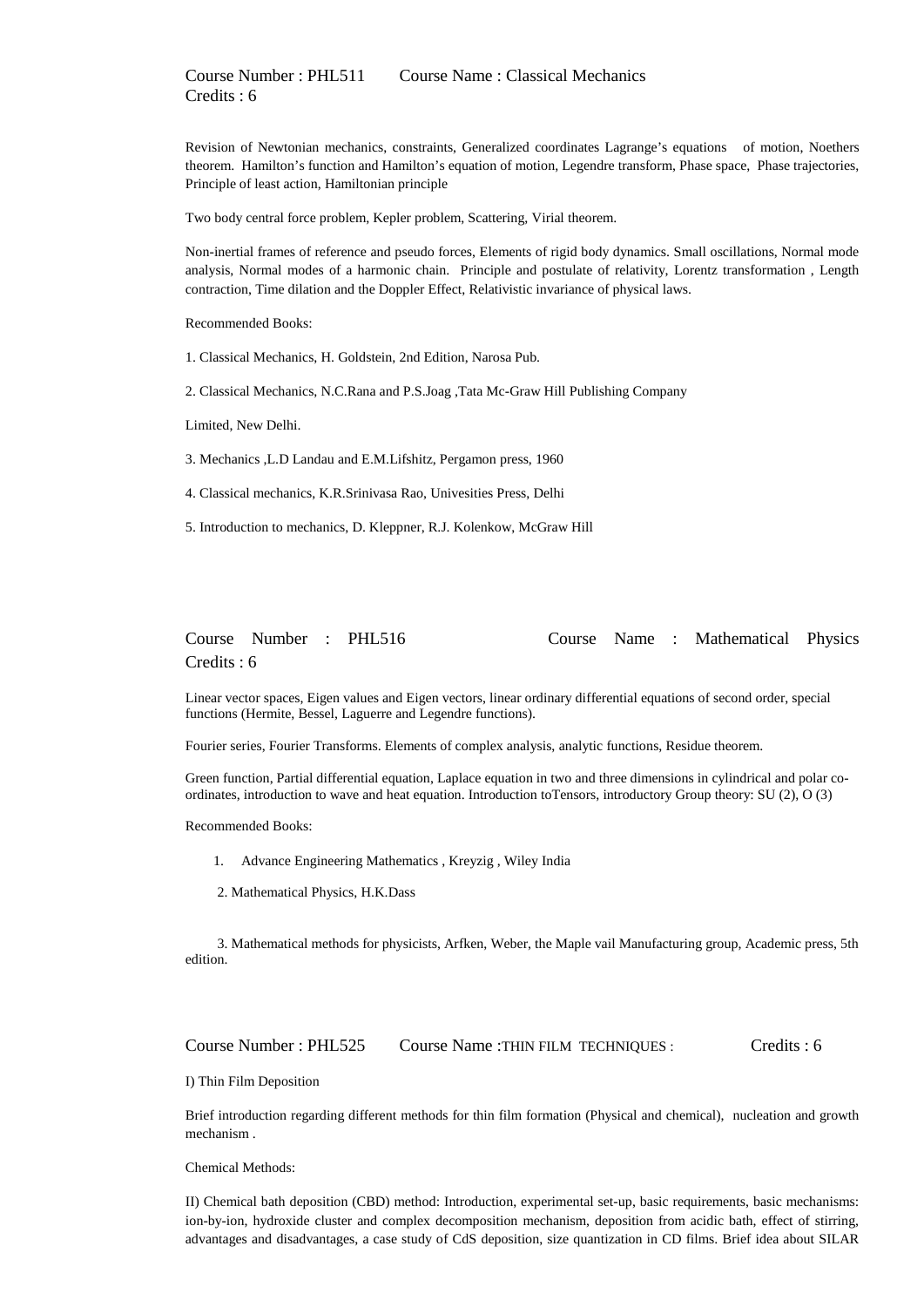Course Number : PHL511 Course Name : Classical Mechanics
Credits : 6

Revision of Newtonian mechanics, constraints, Generalized coordinates Lagrange's equations of motion, Noethers theorem. Hamilton's function and Hamilton's equation of motion, Legendre transform, Phase space, Phase trajectories, Principle of least action, Hamiltonian principle

Two body central force problem, Kepler problem, Scattering, Virial theorem.

Non-inertial frames of reference and pseudo forces, Elements of rigid body dynamics. Small oscillations, Normal mode analysis, Normal modes of a harmonic chain. Principle and postulate of relativity, Lorentz transformation , Length contraction, Time dilation and the Doppler Effect, Relativistic invariance of physical laws.

Recommended Books:

1. Classical Mechanics, H. Goldstein, 2nd Edition, Narosa Pub.

2. Classical Mechanics, N.C.Rana and P.S.Joag ,Tata Mc-Graw Hill Publishing Company

Limited, New Delhi.

3. Mechanics ,L.D Landau and E.M.Lifshitz, Pergamon press, 1960

4. Classical mechanics, K.R.Srinivasa Rao, Univesities Press, Delhi

5. Introduction to mechanics, D. Kleppner, R.J. Kolenkow, McGraw Hill

Course Number : PHL516 Course Name : Mathematical Physics
Credits : 6

Linear vector spaces, Eigen values and Eigen vectors, linear ordinary differential equations of second order, special functions (Hermite, Bessel, Laguerre and Legendre functions).

Fourier series, Fourier Transforms. Elements of complex analysis, analytic functions, Residue theorem.

Green function, Partial differential equation, Laplace equation in two and three dimensions in cylindrical and polar co-ordinates, introduction to wave and heat equation. Introduction toTensors, introductory Group theory: SU (2), O (3)

Recommended Books:

1. Advance Engineering Mathematics , Kreyzig , Wiley India

2. Mathematical Physics, H.K.Dass

3. Mathematical methods for physicists, Arfken, Weber, the Maple vail Manufacturing group, Academic press, 5th edition.

Course Number : PHL525 Course Name :THIN FILM TECHNIQUES : Credits : 6

I) Thin Film Deposition

Brief introduction regarding different methods for thin film formation (Physical and chemical), nucleation and growth mechanism .

Chemical Methods:

II) Chemical bath deposition (CBD) method: Introduction, experimental set-up, basic requirements, basic mechanisms: ion-by-ion, hydroxide cluster and complex decomposition mechanism, deposition from acidic bath, effect of stirring, advantages and disadvantages, a case study of CdS deposition, size quantization in CD films. Brief idea about SILAR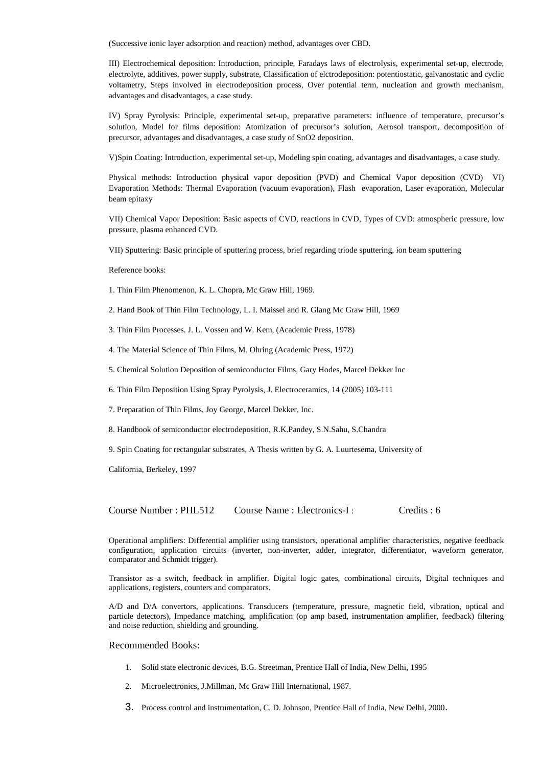(Successive ionic layer adsorption and reaction) method, advantages over CBD.

III) Electrochemical deposition: Introduction, principle, Faradays laws of electrolysis, experimental set-up, electrode, electrolyte, additives, power supply, substrate, Classification of elctrodeposition: potentiostatic, galvanostatic and cyclic voltametry, Steps involved in electrodeposition process, Over potential term, nucleation and growth mechanism, advantages and disadvantages, a case study.

IV) Spray Pyrolysis: Principle, experimental set-up, preparative parameters: influence of temperature, precursor's solution, Model for films deposition: Atomization of precursor's solution, Aerosol transport, decomposition of precursor, advantages and disadvantages, a case study of $SnO_2$ deposition.

V)Spin Coating: Introduction, experimental set-up, Modeling spin coating, advantages and disadvantages, a case study.

Physical methods: Introduction physical vapor deposition (PVD) and Chemical Vapor deposition (CVD) VI) Evaporation Methods: Thermal Evaporation (vacuum evaporation), Flash evaporation, Laser evaporation, Molecular beam epitaxy

VII) Chemical Vapor Deposition: Basic aspects of CVD, reactions in CVD, Types of CVD: atmospheric pressure, low pressure, plasma enhanced CVD.

VII) Sputtering: Basic principle of sputtering process, brief regarding triode sputtering, ion beam sputtering

Reference books:

1. Thin Film Phenomenon, K. L. Chopra, Mc Graw Hill, 1969.

2. Hand Book of Thin Film Technology, L. I. Maissel and R. Glang Mc Graw Hill, 1969

3. Thin Film Processes. J. L. Vossen and W. Kem, (Academic Press, 1978)

4. The Material Science of Thin Films, M. Ohring (Academic Press, 1972)

5. Chemical Solution Deposition of semiconductor Films, Gary Hodes, Marcel Dekker Inc

6. Thin Film Deposition Using Spray Pyrolysis, J. Electroceramics, 14 (2005) 103-111

7. Preparation of Thin Films, Joy George, Marcel Dekker, Inc.

8. Handbook of semiconductor electrodeposition, R.K.Pandey, S.N.Sahu, S.Chandra

9. Spin Coating for rectangular substrates, A Thesis written by G. A. Luurtesema, University of California, Berkeley, 1997

## Course Number : PHL512 Course Name : Electronics-I : Credits : 6

Operational amplifiers: Differential amplifier using transistors, operational amplifier characteristics, negative feedback configuration, application circuits (inverter, non-inverter, adder, integrator, differentiator, waveform generator, comparator and Schmidt trigger).

Transistor as a switch, feedback in amplifier. Digital logic gates, combinational circuits, Digital techniques and applications, registers, counters and comparators.

A/D and D/A convertors, applications. Transducers (temperature, pressure, magnetic field, vibration, optical and particle detectors), Impedance matching, amplification (op amp based, instrumentation amplifier, feedback) filtering and noise reduction, shielding and grounding.

### Recommended Books:

1. Solid state electronic devices, B.G. Streetman, Prentice Hall of India, New Delhi, 1995
2. Microelectronics, J.Millman, Mc Graw Hill International, 1987.
3. Process control and instrumentation, C. D. Johnson, Prentice Hall of India, New Delhi, 2000.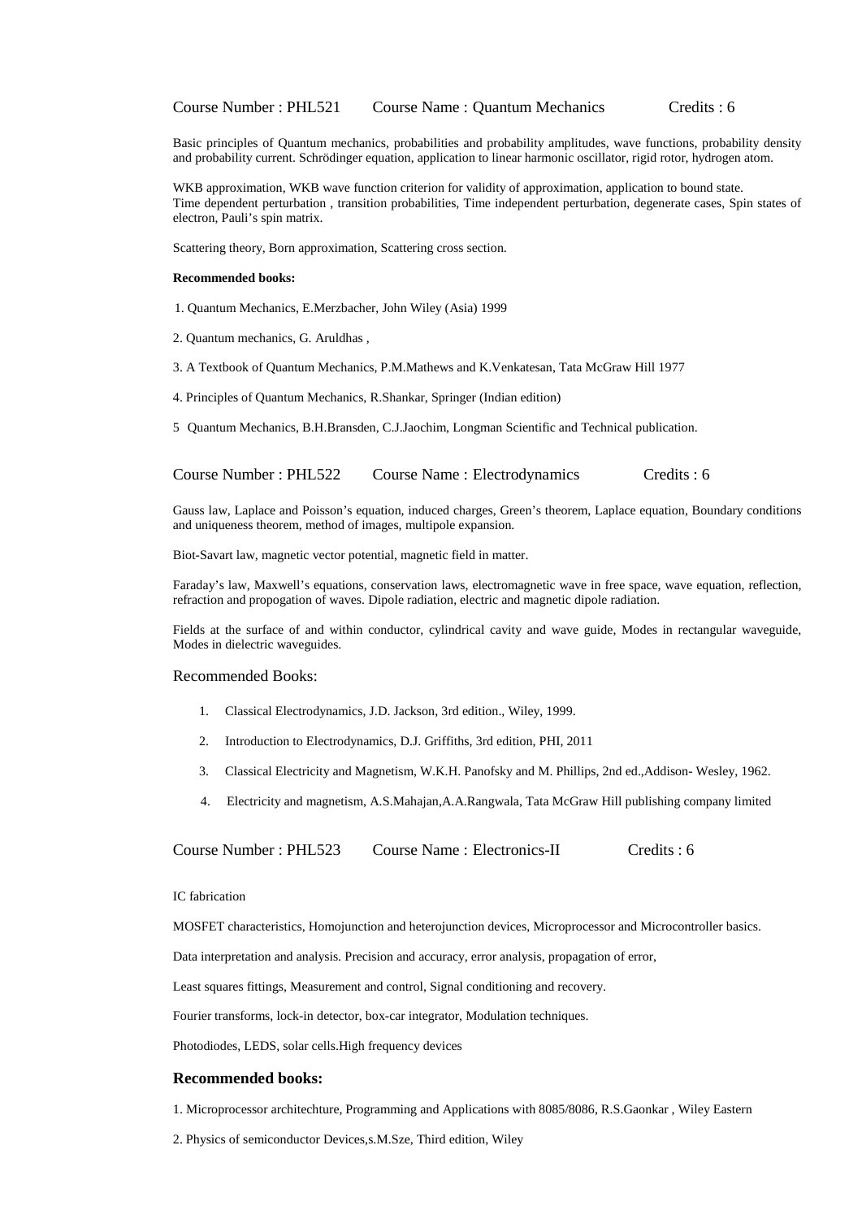Course Number : PHL521 Course Name : Quantum Mechanics Credits : 6

Basic principles of Quantum mechanics, probabilities and probability amplitudes, wave functions, probability density and probability current. Schrödinger equation, application to linear harmonic oscillator, rigid rotor, hydrogen atom.

WKB approximation, WKB wave function criterion for validity of approximation, application to bound state.
Time dependent perturbation , transition probabilities, Time independent perturbation, degenerate cases, Spin states of electron, Pauli's spin matrix.

Scattering theory, Born approximation, Scattering cross section.

**Recommended books:**

1. Quantum Mechanics, E.Merzbacher, John Wiley (Asia) 1999

2. Quantum mechanics, G. Aruldhas ,

3. A Textbook of Quantum Mechanics, P.M.Mathews and K.Venkatesan, Tata McGraw Hill 1977

4. Principles of Quantum Mechanics, R.Shankar, Springer (Indian edition)

5 Quantum Mechanics, B.H.Bransden, C.J.Jaochim, Longman Scientific and Technical publication.

Course Number : PHL522 Course Name : Electrodynamics Credits : 6

Gauss law, Laplace and Poisson's equation, induced charges, Green's theorem, Laplace equation, Boundary conditions and uniqueness theorem, method of images, multipole expansion.

Biot-Savart law, magnetic vector potential, magnetic field in matter.

Faraday's law, Maxwell's equations, conservation laws, electromagnetic wave in free space, wave equation, reflection, refraction and propogation of waves. Dipole radiation, electric and magnetic dipole radiation.

Fields at the surface of and within conductor, cylindrical cavity and wave guide, Modes in rectangular waveguide, Modes in dielectric waveguides.

Recommended Books:

1. Classical Electrodynamics, J.D. Jackson, 3rd edition., Wiley, 1999.
2. Introduction to Electrodynamics, D.J. Griffiths, 3rd edition, PHI, 2011
3. Classical Electricity and Magnetism, W.K.H. Panofsky and M. Phillips, 2nd ed.,Addison- Wesley, 1962.
4. Electricity and magnetism, A.S.Mahajan,A.A.Rangwala, Tata McGraw Hill publishing company limited

Course Number : PHL523 Course Name : Electronics-II Credits : 6

IC fabrication

MOSFET characteristics, Homojunction and heterojunction devices, Microprocessor and Microcontroller basics.

Data interpretation and analysis. Precision and accuracy, error analysis, propagation of error,

Least squares fittings, Measurement and control, Signal conditioning and recovery.

Fourier transforms, lock-in detector, box-car integrator, Modulation techniques.

Photodiodes, LEDS, solar cells.High frequency devices

**Recommended books:**

1. Microprocessor architechture, Programming and Applications with 8085/8086, R.S.Gaonkar , Wiley Eastern

2. Physics of semiconductor Devices,s.M.Sze, Third edition, Wiley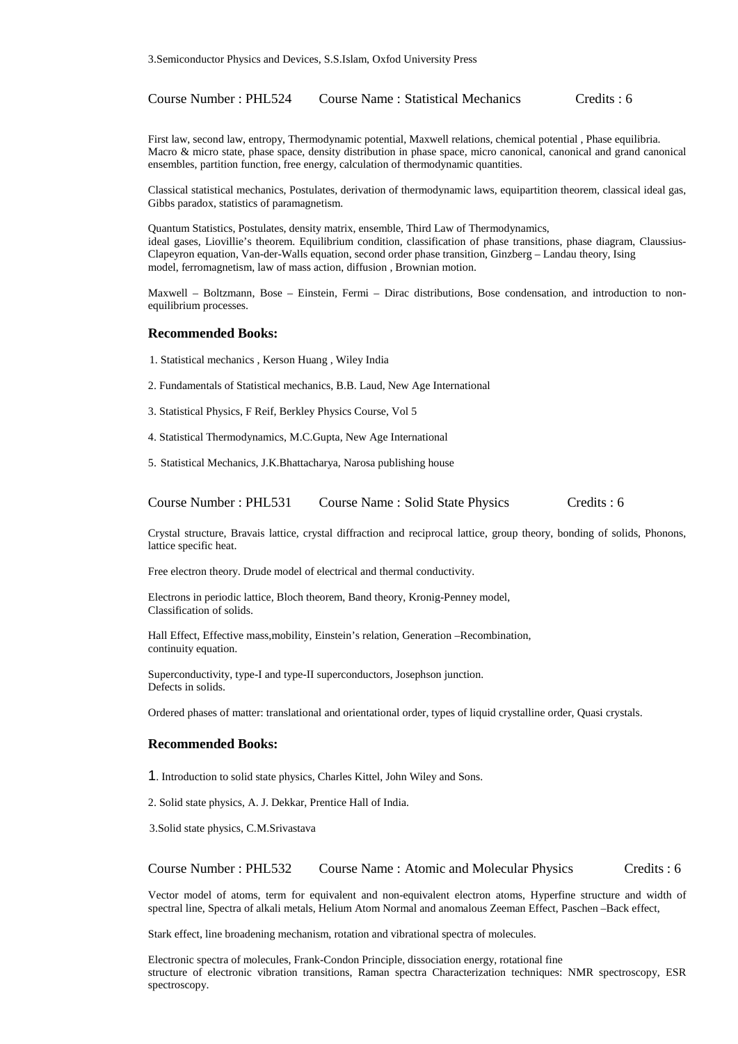3.Semiconductor Physics and Devices, S.S.Islam, Oxfod University Press

Course Number : PHL524 Course Name : Statistical Mechanics Credits : 6

First law, second law, entropy, Thermodynamic potential, Maxwell relations, chemical potential , Phase equilibria. Macro & micro state, phase space, density distribution in phase space, micro canonical, canonical and grand canonical ensembles, partition function, free energy, calculation of thermodynamic quantities.

Classical statistical mechanics, Postulates, derivation of thermodynamic laws, equipartition theorem, classical ideal gas, Gibbs paradox, statistics of paramagnetism.

Quantum Statistics, Postulates, density matrix, ensemble, Third Law of Thermodynamics, ideal gases, Liovillie's theorem. Equilibrium condition, classification of phase transitions, phase diagram, Claussius-Clapeyron equation, Van-der-Walls equation, second order phase transition, Ginzberg – Landau theory, Ising model, ferromagnetism, law of mass action, diffusion , Brownian motion.

Maxwell – Boltzmann, Bose – Einstein, Fermi – Dirac distributions, Bose condensation, and introduction to non-equilibrium processes.

**Recommended Books:**

1. Statistical mechanics , Kerson Huang , Wiley India
2. Fundamentals of Statistical mechanics, B.B. Laud, New Age International
3. Statistical Physics, F Reif, Berkley Physics Course, Vol 5
4. Statistical Thermodynamics, M.C.Gupta, New Age International
5. Statistical Mechanics, J.K.Bhattacharya, Narosa publishing house

Course Number : PHL531 Course Name : Solid State Physics Credits : 6

Crystal structure, Bravais lattice, crystal diffraction and reciprocal lattice, group theory, bonding of solids, Phonons, lattice specific heat.

Free electron theory. Drude model of electrical and thermal conductivity.

Electrons in periodic lattice, Bloch theorem, Band theory, Kronig-Penney model, Classification of solids.

Hall Effect, Effective mass,mobility, Einstein's relation, Generation –Recombination, continuity equation.

Superconductivity, type-I and type-II superconductors, Josephson junction. Defects in solids.

Ordered phases of matter: translational and orientational order, types of liquid crystalline order, Quasi crystals.

**Recommended Books:**

1. Introduction to solid state physics, Charles Kittel, John Wiley and Sons.
2. Solid state physics, A. J. Dekkar, Prentice Hall of India.
3. Solid state physics, C.M.Srivastava

Course Number : PHL532 Course Name : Atomic and Molecular Physics Credits : 6

Vector model of atoms, term for equivalent and non-equivalent electron atoms, Hyperfine structure and width of spectral line, Spectra of alkali metals, Helium Atom Normal and anomalous Zeeman Effect, Paschen –Back effect,

Stark effect, line broadening mechanism, rotation and vibrational spectra of molecules.

Electronic spectra of molecules, Frank-Condon Principle, dissociation energy, rotational fine structure of electronic vibration transitions, Raman spectra Characterization techniques: NMR spectroscopy, ESR spectroscopy.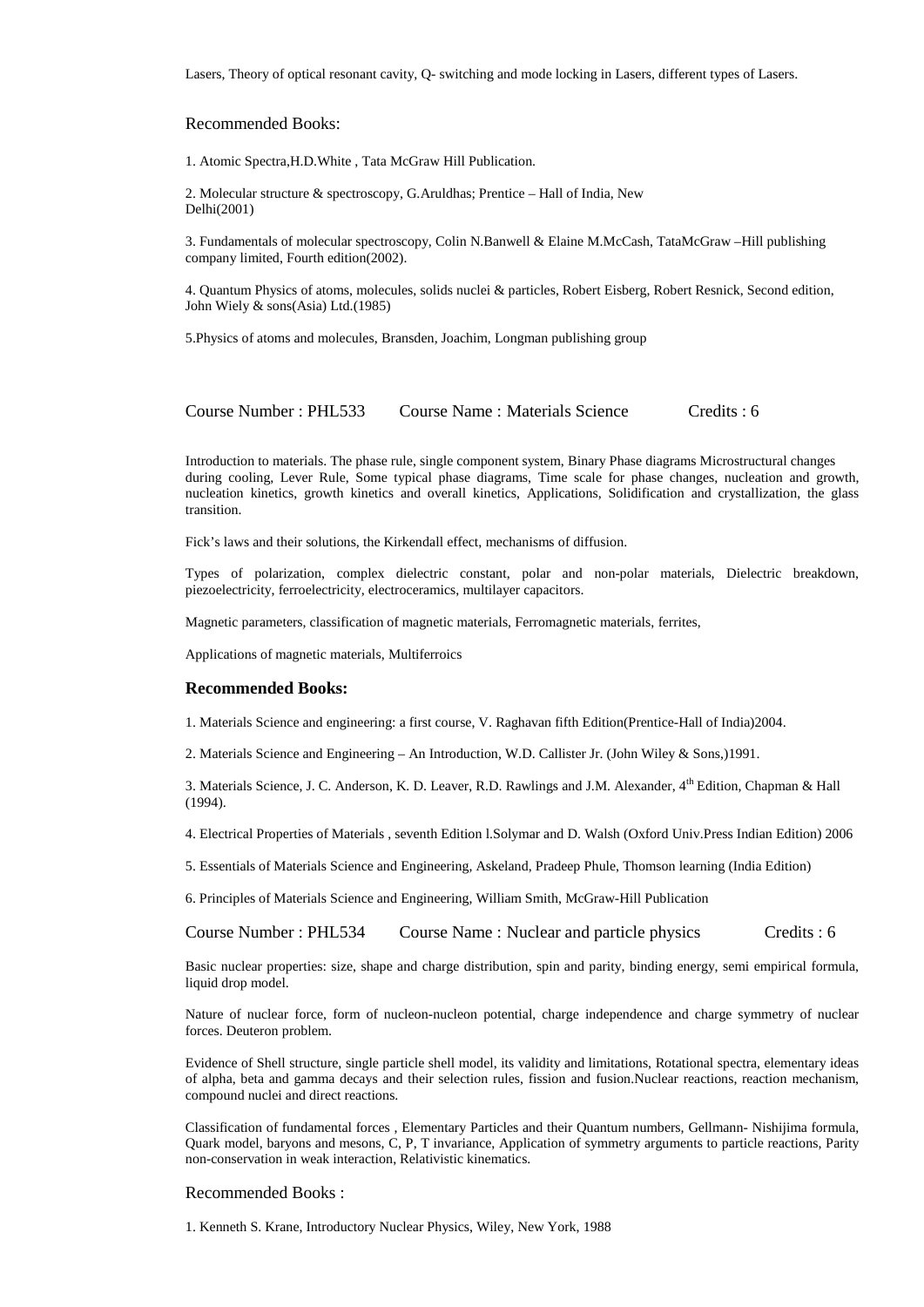Lasers, Theory of optical resonant cavity, Q- switching and mode locking in Lasers, different types of Lasers.

Recommended Books:

1. Atomic Spectra,H.D.White , Tata McGraw Hill Publication.

2. Molecular structure & spectroscopy, G.Aruldhas; Prentice – Hall of India, New Delhi(2001)

3. Fundamentals of molecular spectroscopy, Colin N.Banwell & Elaine M.McCash, TataMcGraw –Hill publishing company limited, Fourth edition(2002).

4. Quantum Physics of atoms, molecules, solids nuclei & particles, Robert Eisberg, Robert Resnick, Second edition, John Wiely & sons(Asia) Ltd.(1985)

5.Physics of atoms and molecules, Bransden, Joachim, Longman publishing group

Course Number : PHL533 Course Name : Materials Science Credits : 6

Introduction to materials. The phase rule, single component system, Binary Phase diagrams Microstructural changes during cooling, Lever Rule, Some typical phase diagrams, Time scale for phase changes, nucleation and growth, nucleation kinetics, growth kinetics and overall kinetics, Applications, Solidification and crystallization, the glass transition.

Fick's laws and their solutions, the Kirkendall effect, mechanisms of diffusion.

Types of polarization, complex dielectric constant, polar and non-polar materials, Dielectric breakdown, piezoelectricity, ferroelectricity, electroceramics, multilayer capacitors.

Magnetic parameters, classification of magnetic materials, Ferromagnetic materials, ferrites,

Applications of magnetic materials, Multiferroics

**Recommended Books:**

1. Materials Science and engineering: a first course, V. Raghavan fifth Edition(Prentice-Hall of India)2004.

2. Materials Science and Engineering – An Introduction, W.D. Callister Jr. (John Wiley & Sons,)1991.

3. Materials Science, J. C. Anderson, K. D. Leaver, R.D. Rawlings and J.M. Alexander, 4th Edition, Chapman & Hall (1994).

4. Electrical Properties of Materials , seventh Edition l.Solymar and D. Walsh (Oxford Univ.Press Indian Edition) 2006

5. Essentials of Materials Science and Engineering, Askeland, Pradeep Phule, Thomson learning (India Edition)

6. Principles of Materials Science and Engineering, William Smith, McGraw-Hill Publication

Course Number : PHL534 Course Name : Nuclear and particle physics Credits : 6

Basic nuclear properties: size, shape and charge distribution, spin and parity, binding energy, semi empirical formula, liquid drop model.

Nature of nuclear force, form of nucleon-nucleon potential, charge independence and charge symmetry of nuclear forces. Deuteron problem.

Evidence of Shell structure, single particle shell model, its validity and limitations, Rotational spectra, elementary ideas of alpha, beta and gamma decays and their selection rules, fission and fusion.Nuclear reactions, reaction mechanism, compound nuclei and direct reactions.

Classification of fundamental forces , Elementary Particles and their Quantum numbers, Gellmann- Nishijima formula, Quark model, baryons and mesons, C, P, T invariance, Application of symmetry arguments to particle reactions, Parity non-conservation in weak interaction, Relativistic kinematics.

Recommended Books :

1. Kenneth S. Krane, Introductory Nuclear Physics, Wiley, New York, 1988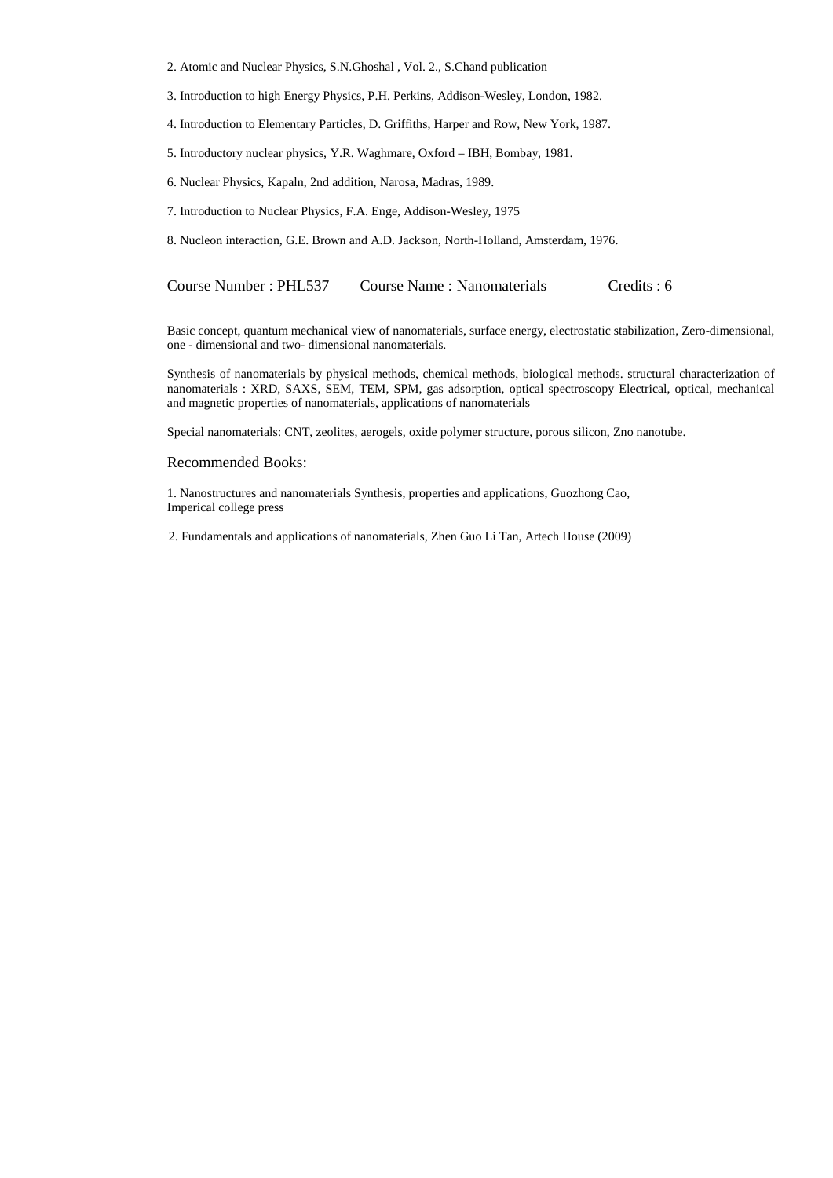2. Atomic and Nuclear Physics, S.N.Ghoshal , Vol. 2., S.Chand publication

3. Introduction to high Energy Physics, P.H. Perkins, Addison-Wesley, London, 1982.

4. Introduction to Elementary Particles, D. Griffiths, Harper and Row, New York, 1987.

5. Introductory nuclear physics, Y.R. Waghmare, Oxford – IBH, Bombay, 1981.

6. Nuclear Physics, Kapaln, 2nd addition, Narosa, Madras, 1989.

7. Introduction to Nuclear Physics, F.A. Enge, Addison-Wesley, 1975

8. Nucleon interaction, G.E. Brown and A.D. Jackson, North-Holland, Amsterdam, 1976.

## Course Number : PHL537 Course Name : Nanomaterials Credits : 6

Basic concept, quantum mechanical view of nanomaterials, surface energy, electrostatic stabilization, Zero-dimensional, one - dimensional and two- dimensional nanomaterials.

Synthesis of nanomaterials by physical methods, chemical methods, biological methods. structural characterization of nanomaterials : XRD, SAXS, SEM, TEM, SPM, gas adsorption, optical spectroscopy Electrical, optical, mechanical and magnetic properties of nanomaterials, applications of nanomaterials

Special nanomaterials: CNT, zeolites, aerogels, oxide polymer structure, porous silicon, Zno nanotube.

### Recommended Books:

1. Nanostructures and nanomaterials Synthesis, properties and applications, Guozhong Cao, Imperical college press

2. Fundamentals and applications of nanomaterials, Zhen Guo Li Tan, Artech House (2009)